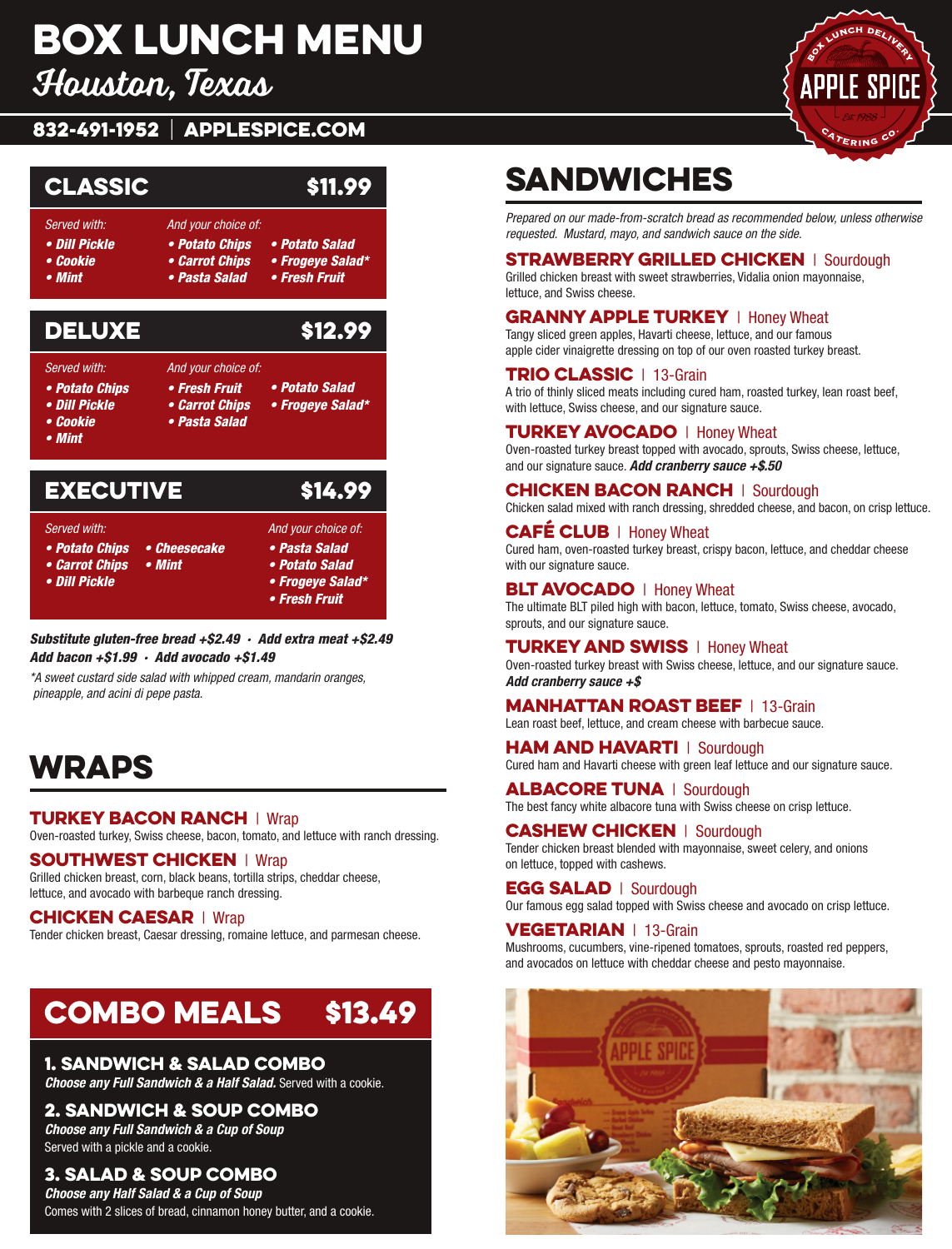# BOX LUNCH MENU
## Houston, Texas

**832-491-1952 | APPLESPICE.COM**

## CLASSIC $11.99

*Served with:*
- ***Dill Pickle***
- ***Cookie***
- ***Mint***

*And your choice of:*
- ***Potato Chips***
- ***Carrot Chips***
- ***Pasta Salad***
- ***Potato Salad***
- ***Frogeye Salad****
- ***Fresh Fruit***

## DELUXE $12.99

*Served with:*
- ***Potato Chips***
- ***Dill Pickle***
- ***Cookie***
- ***Mint***

*And your choice of:*
- ***Fresh Fruit***
- ***Carrot Chips***
- ***Pasta Salad***
- ***Potato Salad***
- ***Frogeye Salad****

## EXECUTIVE $14.99

*Served with:*
- ***Potato Chips***
- ***Carrot Chips***
- ***Dill Pickle***
- ***Cheesecake***
- ***Mint***

*And your choice of:*
- ***Pasta Salad***
- ***Potato Salad***
- ***Frogeye Salad****
- ***Fresh Fruit***

***Substitute gluten-free bread +$2.49 · Add extra meat +$2.49***
***Add bacon +$1.99 · Add avocado +$1.49***

**A sweet custard side salad with whipped cream, mandarin oranges, pineapple, and acini di pepe pasta.*

# WRAPS

### TURKEY BACON RANCH | Wrap
Oven-roasted turkey, Swiss cheese, bacon, tomato, and lettuce with ranch dressing.

### SOUTHWEST CHICKEN | Wrap
Grilled chicken breast, corn, black beans, tortilla strips, cheddar cheese, lettuce, and avocado with barbeque ranch dressing.

### CHICKEN CAESAR | Wrap
Tender chicken breast, Caesar dressing, romaine lettuce, and parmesan cheese.

# COMBO MEALS $13.49

### 1. SANDWICH & SALAD COMBO
***Choose any Full Sandwich & a Half Salad.*** Served with a cookie.

### 2. SANDWICH & SOUP COMBO
***Choose any Full Sandwich & a Cup of Soup***
Served with a pickle and a cookie.

### 3. SALAD & SOUP COMBO
***Choose any Half Salad & a Cup of Soup***
Comes with 2 slices of bread, cinnamon honey butter, and a cookie.

# SANDWICHES

*Prepared on our made-from-scratch bread as recommended below, unless otherwise requested. Mustard, mayo, and sandwich sauce on the side.*

### STRAWBERRY GRILLED CHICKEN | Sourdough
Grilled chicken breast with sweet strawberries, Vidalia onion mayonnaise, lettuce, and Swiss cheese.

### GRANNY APPLE TURKEY | Honey Wheat
Tangy sliced green apples, Havarti cheese, lettuce, and our famous apple cider vinaigrette dressing on top of our oven roasted turkey breast.

### TRIO CLASSIC | 13-Grain
A trio of thinly sliced meats including cured ham, roasted turkey, lean roast beef, with lettuce, Swiss cheese, and our signature sauce.

### TURKEY AVOCADO | Honey Wheat
Oven-roasted turkey breast topped with avocado, sprouts, Swiss cheese, lettuce, and our signature sauce. ***Add cranberry sauce +$.50***

### CHICKEN BACON RANCH | Sourdough
Chicken salad mixed with ranch dressing, shredded cheese, and bacon, on crisp lettuce.

### CAFÉ CLUB | Honey Wheat
Cured ham, oven-roasted turkey breast, crispy bacon, lettuce, and cheddar cheese with our signature sauce.

### BLT AVOCADO | Honey Wheat
The ultimate BLT piled high with bacon, lettuce, tomato, Swiss cheese, avocado, sprouts, and our signature sauce.

### TURKEY AND SWISS | Honey Wheat
Oven-roasted turkey breast with Swiss cheese, lettuce, and our signature sauce. ***Add cranberry sauce +$***

### MANHATTAN ROAST BEEF | 13-Grain
Lean roast beef, lettuce, and cream cheese with barbecue sauce.

### HAM AND HAVARTI | Sourdough
Cured ham and Havarti cheese with green leaf lettuce and our signature sauce.

### ALBACORE TUNA | Sourdough
The best fancy white albacore tuna with Swiss cheese on crisp lettuce.

### CASHEW CHICKEN | Sourdough
Tender chicken breast blended with mayonnaise, sweet celery, and onions on lettuce, topped with cashews.

### EGG SALAD | Sourdough
Our famous egg salad topped with Swiss cheese and avocado on crisp lettuce.

### VEGETARIAN | 13-Grain
Mushrooms, cucumbers, vine-ripened tomatoes, sprouts, roasted red peppers, and avocados on lettuce with cheddar cheese and pesto mayonnaise.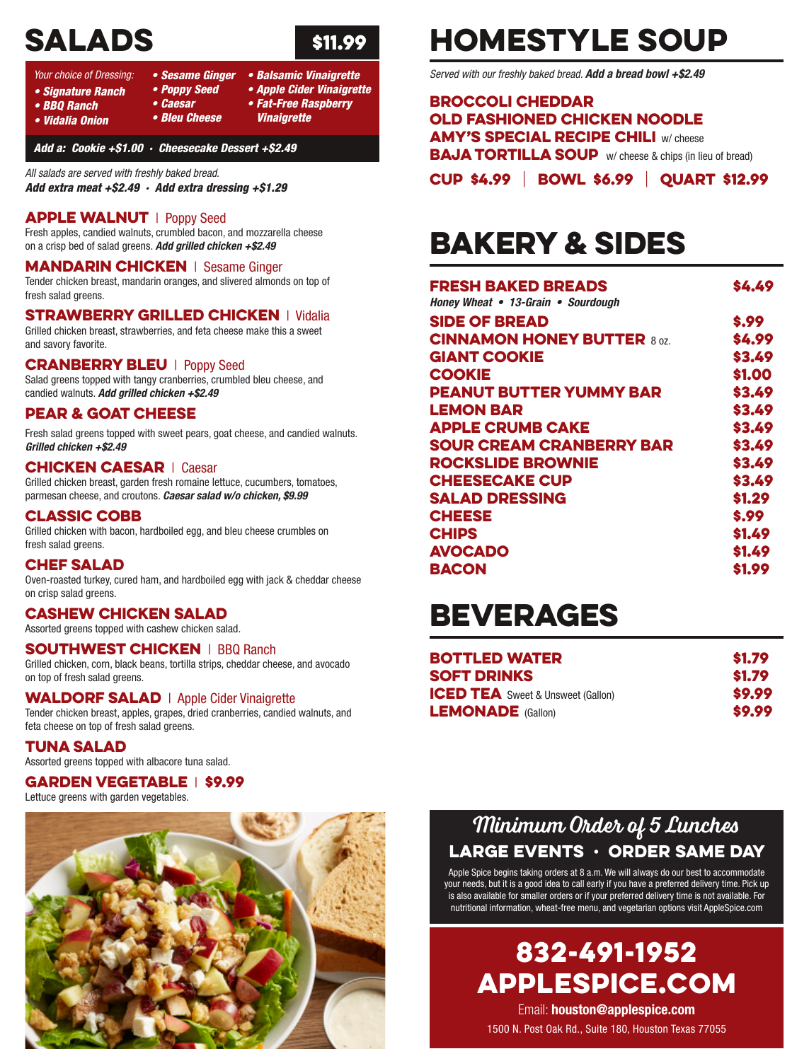# SALADS

**$11.99**

*Your choice of Dressing:*

- ***Signature Ranch***
- ***BBQ Ranch***
- ***Vidalia Onion***
- ***Sesame Ginger***
- ***Poppy Seed***
- ***Caesar***
- ***Bleu Cheese***
- ***Balsamic Vinaigrette***
- ***Apple Cider Vinaigrette***
- ***Fat-Free Raspberry Vinaigrette***

***Add a: Cookie +$1.00 · Cheesecake Dessert +$2.49***

*All salads are served with freshly baked bread.*
***Add extra meat +$2.49 · Add extra dressing +$1.29***

### APPLE WALNUT | Poppy Seed
Fresh apples, candied walnuts, crumbled bacon, and mozzarella cheese on a crisp bed of salad greens. ***Add grilled chicken +$2.49***

### MANDARIN CHICKEN | Sesame Ginger
Tender chicken breast, mandarin oranges, and slivered almonds on top of fresh salad greens.

### STRAWBERRY GRILLED CHICKEN | Vidalia
Grilled chicken breast, strawberries, and feta cheese make this a sweet and savory favorite.

### CRANBERRY BLEU | Poppy Seed
Salad greens topped with tangy cranberries, crumbled bleu cheese, and candied walnuts. ***Add grilled chicken +$2.49***

### PEAR & GOAT CHEESE
Fresh salad greens topped with sweet pears, goat cheese, and candied walnuts. ***Grilled chicken +$2.49***

### CHICKEN CAESAR | Caesar
Grilled chicken breast, garden fresh romaine lettuce, cucumbers, tomatoes, parmesan cheese, and croutons. ***Caesar salad w/o chicken, $9.99***

### CLASSIC COBB
Grilled chicken with bacon, hardboiled egg, and bleu cheese crumbles on fresh salad greens.

### CHEF SALAD
Oven-roasted turkey, cured ham, and hardboiled egg with jack & cheddar cheese on crisp salad greens.

### CASHEW CHICKEN SALAD
Assorted greens topped with cashew chicken salad.

### SOUTHWEST CHICKEN | BBQ Ranch
Grilled chicken, corn, black beans, tortilla strips, cheddar cheese, and avocado on top of fresh salad greens.

### WALDORF SALAD | Apple Cider Vinaigrette
Tender chicken breast, apples, grapes, dried cranberries, candied walnuts, and feta cheese on top of fresh salad greens.

### TUNA SALAD
Assorted greens topped with albacore tuna salad.

### GARDEN VEGETABLE | $9.99
Lettuce greens with garden vegetables.

# HOMESTYLE SOUP

*Served with our freshly baked bread.* ***Add a bread bowl +$2.49***

**BROCCOLI CHEDDAR**
**OLD FASHIONED CHICKEN NOODLE**
**AMY'S SPECIAL RECIPE CHILI** w/ cheese
**BAJA TORTILLA SOUP** w/ cheese & chips (in lieu of bread)

**CUP $4.99 | BOWL $6.99 | QUART $12.99**

# BAKERY & SIDES

| | |
|---|---|
| **FRESH BAKED BREADS** *Honey Wheat • 13-Grain • Sourdough* | **$4.49** |
| **SIDE OF BREAD** | **$.99** |
| **CINNAMON HONEY BUTTER** 8 oz. | **$4.99** |
| **GIANT COOKIE** | **$3.49** |
| **COOKIE** | **$1.00** |
| **PEANUT BUTTER YUMMY BAR** | **$3.49** |
| **LEMON BAR** | **$3.49** |
| **APPLE CRUMB CAKE** | **$3.49** |
| **SOUR CREAM CRANBERRY BAR** | **$3.49** |
| **ROCKSLIDE BROWNIE** | **$3.49** |
| **CHEESECAKE CUP** | **$3.49** |
| **SALAD DRESSING** | **$1.29** |
| **CHEESE** | **$.99** |
| **CHIPS** | **$1.49** |
| **AVOCADO** | **$1.49** |
| **BACON** | **$1.99** |

# BEVERAGES

| | |
|---|---|
| **BOTTLED WATER** | **$1.79** |
| **SOFT DRINKS** | **$1.79** |
| **ICED TEA** Sweet & Unsweet (Gallon) | **$9.99** |
| **LEMONADE** (Gallon) | **$9.99** |

## Minimum Order of 5 Lunches

**LARGE EVENTS · ORDER SAME DAY**

Apple Spice begins taking orders at 8 a.m. We will always do our best to accommodate your needs, but it is a good idea to call early if you have a preferred delivery time. Pick up is also available for smaller orders or if your preferred delivery time is not available. For nutritional information, wheat-free menu, and vegetarian options visit AppleSpice.com

**832-491-1952**
**APPLESPICE.COM**

Email: **houston@applespice.com**
1500 N. Post Oak Rd., Suite 180, Houston Texas 77055